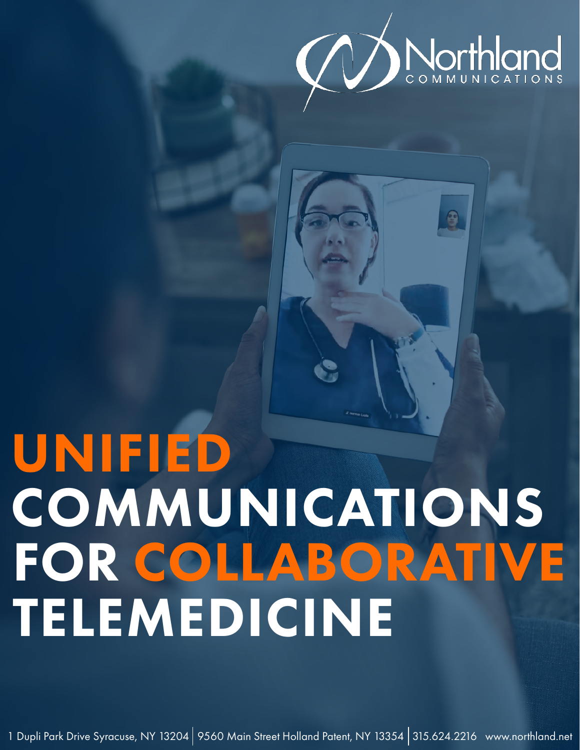Northland
COMMUNICATIONS

# UNIFIED COMMUNICATIONS FOR COLLABORATIVE TELEMEDICINE

1 Dupli Park Drive Syracuse, NY 13204 | 9560 Main Street Holland Patent, NY 13354 | 315.624.2216 www.northland.net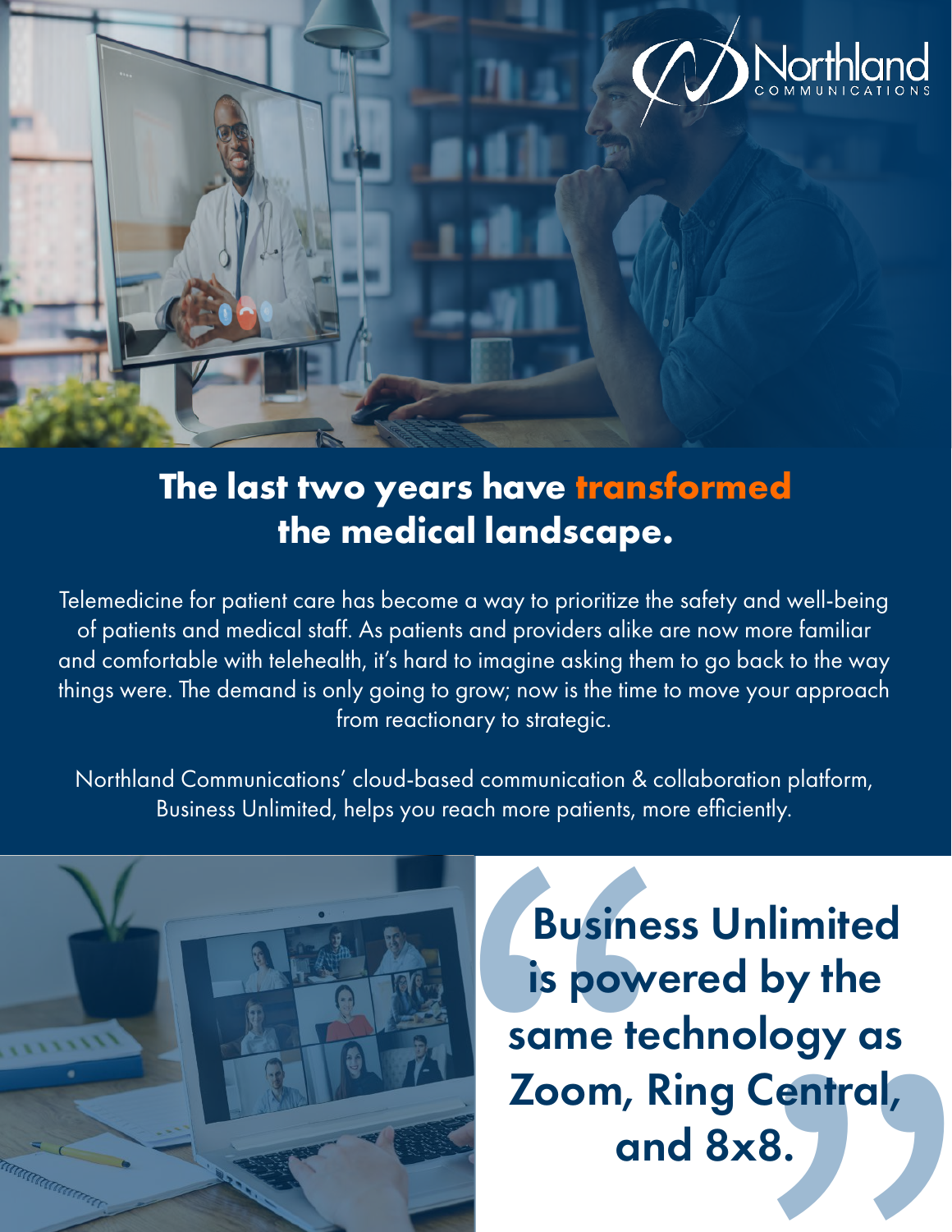## The last two years have **transformed** the medical landscape.

Telemedicine for patient care has become a way to prioritize the safety and well-being of patients and medical staff. As patients and providers alike are now more familiar and comfortable with telehealth, it's hard to imagine asking them to go back to the way things were. The demand is only going to grow; now is the time to move your approach from reactionary to strategic.

Northland Communications' cloud-based communication & collaboration platform, Business Unlimited, helps you reach more patients, more efficiently.

> **Business Unlimited is powered by the same technology as Zoom, Ring Central, and 8x8.**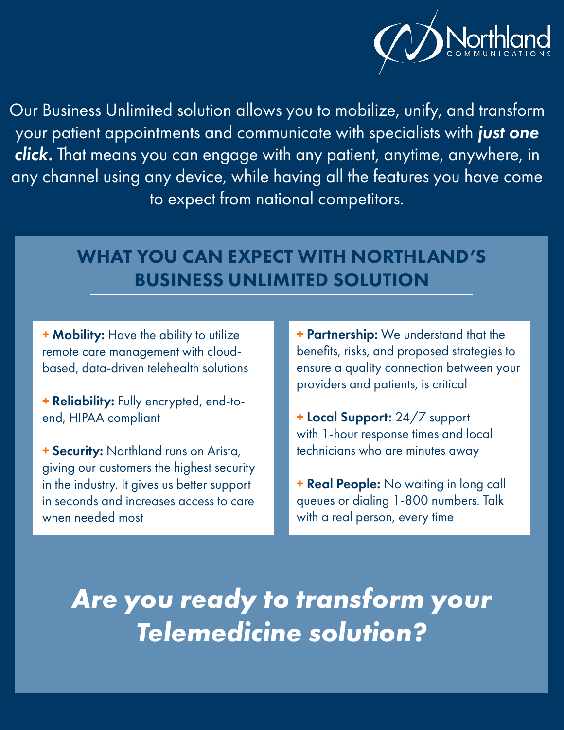Our Business Unlimited solution allows you to mobilize, unify, and transform your patient appointments and communicate with specialists with ***just one click.*** That means you can engage with any patient, anytime, anywhere, in any channel using any device, while having all the features you have come to expect from national competitors.

## WHAT YOU CAN EXPECT WITH NORTHLAND'S BUSINESS UNLIMITED SOLUTION

+ **Mobility:** Have the ability to utilize remote care management with cloud-based, data-driven telehealth solutions

+ **Reliability:** Fully encrypted, end-to-end, HIPAA compliant

+ **Security:** Northland runs on Arista, giving our customers the highest security in the industry. It gives us better support in seconds and increases access to care when needed most

+ **Partnership:** We understand that the benefits, risks, and proposed strategies to ensure a quality connection between your providers and patients, is critical

+ **Local Support:** 24/7 support with 1-hour response times and local technicians who are minutes away

+ **Real People:** No waiting in long call queues or dialing 1-800 numbers. Talk with a real person, every time

## ***Are you ready to transform your Telemedicine solution?***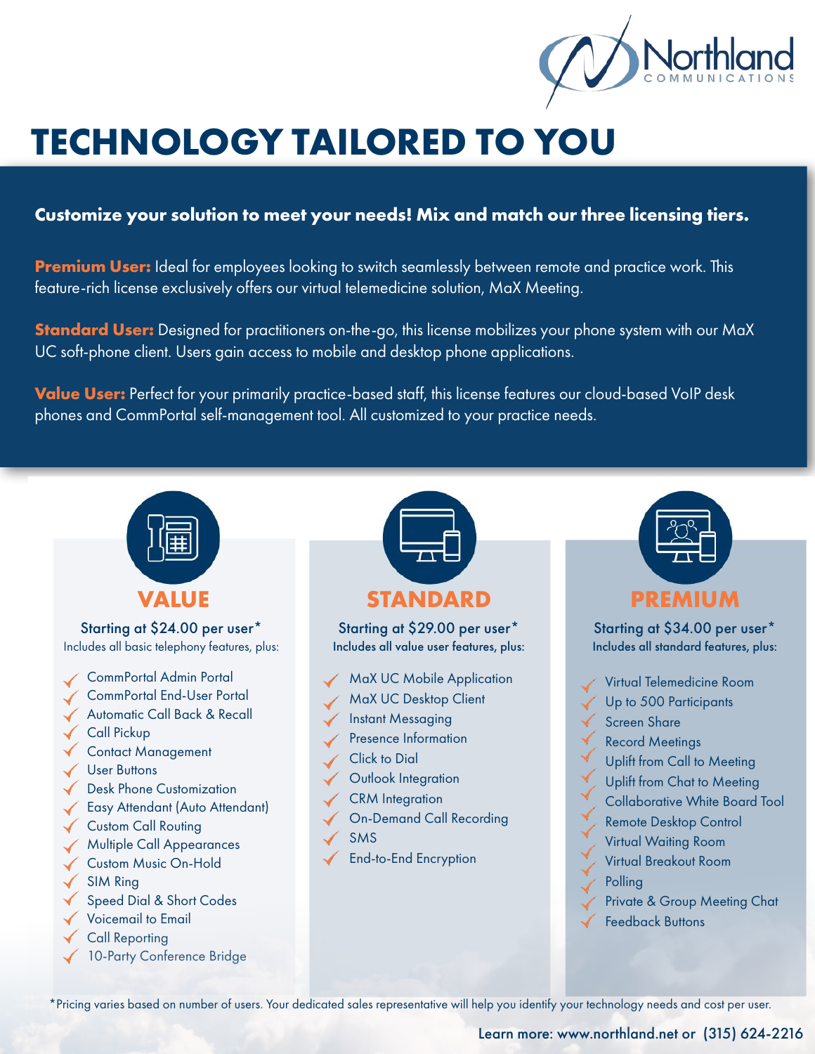# TECHNOLOGY TAILORED TO YOU

**Customize your solution to meet your needs! Mix and match our three licensing tiers.**

**Premium User:** Ideal for employees looking to switch seamlessly between remote and practice work. This feature-rich license exclusively offers our virtual telemedicine solution, MaX Meeting.

**Standard User:** Designed for practitioners on-the-go, this license mobilizes your phone system with our MaX UC soft-phone client. Users gain access to mobile and desktop phone applications.

**Value User:** Perfect for your primarily practice-based staff, this license features our cloud-based VoIP desk phones and CommPortal self-management tool. All customized to your practice needs.

## VALUE

Starting at $24.00 per user*

Includes all basic telephony features, plus:

- CommPortal Admin Portal
- CommPortal End-User Portal
- Automatic Call Back & Recall
- Call Pickup
- Contact Management
- User Buttons
- Desk Phone Customization
- Easy Attendant (Auto Attendant)
- Custom Call Routing
- Multiple Call Appearances
- Custom Music On-Hold
- SIM Ring
- Speed Dial & Short Codes
- Voicemail to Email
- Call Reporting
- 10-Party Conference Bridge

## STANDARD

Starting at $29.00 per user*

Includes all value user features, plus:

- MaX UC Mobile Application
- MaX UC Desktop Client
- Instant Messaging
- Presence Information
- Click to Dial
- Outlook Integration
- CRM Integration
- On-Demand Call Recording
- SMS
- End-to-End Encryption

## PREMIUM

Starting at $34.00 per user*

Includes all standard features, plus:

- Virtual Telemedicine Room
- Up to 500 Participants
- Screen Share
- Record Meetings
- Uplift from Call to Meeting
- Uplift from Chat to Meeting
- Collaborative White Board Tool
- Remote Desktop Control
- Virtual Waiting Room
- Virtual Breakout Room
- Polling
- Private & Group Meeting Chat
- Feedback Buttons

*Pricing varies based on number of users. Your dedicated sales representative will help you identify your technology needs and cost per user.

Learn more: www.northland.net or (315) 624-2216